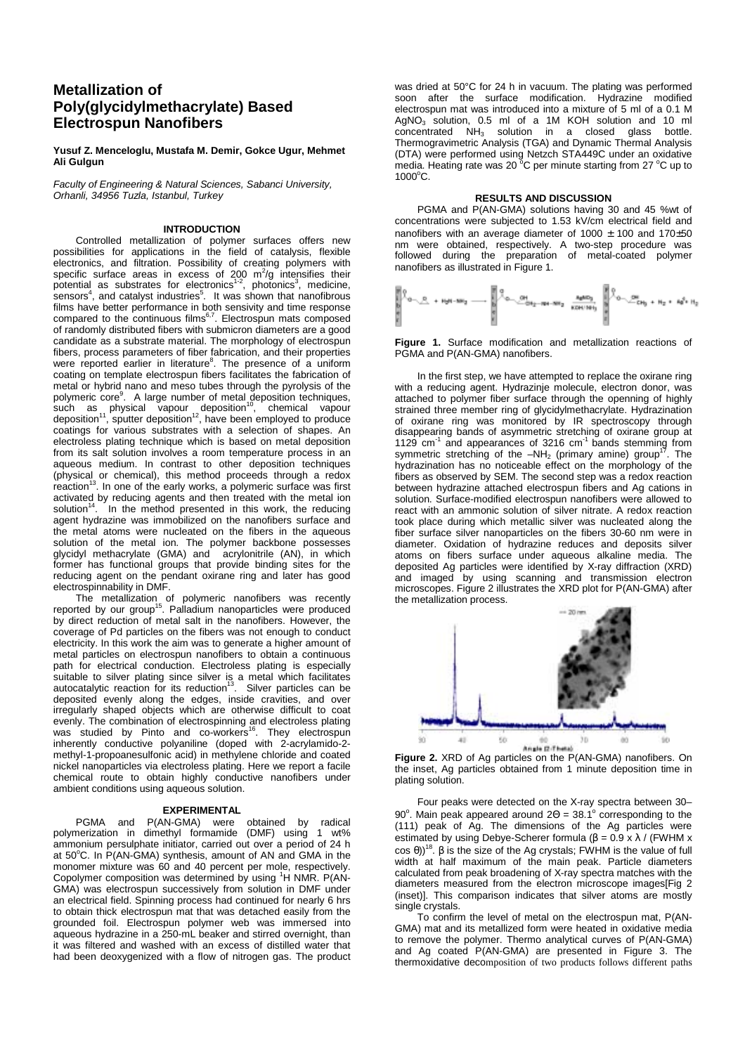# Metallization of Poly(glycidylmethacrylate) Based Electrospun Nanofibers

**Yusuf Z. Menceloglu, Mustafa M. Demir, Gokce Ugur, Mehmet Ali Gulgun**

*Faculty of Engineering & Natural Sciences, Sabanci University, Orhanli, 34956 Tuzla, Istanbul, Turkey*

## INTRODUCTION

Controlled metallization of polymer surfaces offers new possibilities for applications in the field of catalysis, flexible electronics, and filtration. Possibility of creating polymers with specific surface areas in excess of 200 $m^2/g$ intensifies their potential as substrates for electronics[1-2], photonics[3], medicine, sensors[4], and catalyst industries[5]. It was shown that nanofibrous films have better performance in both sensivity and time response compared to the continuous films[6,7]. Electrospun mats composed of randomly distributed fibers with submicron diameters are a good candidate as a substrate material. The morphology of electrospun fibers, process parameters of fiber fabrication, and their properties were reported earlier in literature[8]. The presence of a uniform coating on template electrospun fibers facilitates the fabrication of metal or hybrid nano and meso tubes through the pyrolysis of the polymeric core[9]. A large number of metal deposition techniques, such as physical vapour deposition[10], chemical vapour deposition[11], sputter deposition[12], have been employed to produce coatings for various substrates with a selection of shapes. An electroless plating technique which is based on metal deposition from its salt solution involves a room temperature process in an aqueous medium. In contrast to other deposition techniques (physical or chemical), this method proceeds through a redox reaction[13]. In one of the early works, a polymeric surface was first activated by reducing agents and then treated with the metal ion solution[14]. In the method presented in this work, the reducing agent hydrazine was immobilized on the nanofibers surface and the metal atoms were nucleated on the fibers in the aqueous solution of the metal ion. The polymer backbone possesses glycidyl methacrylate (GMA) and acrylonitrile (AN), in which former has functional groups that provide binding sites for the reducing agent on the pendant oxirane ring and later has good electrospinnability in DMF.

The metallization of polymeric nanofibers was recently reported by our group[15]. Palladium nanoparticles were produced by direct reduction of metal salt in the nanofibers. However, the coverage of Pd particles on the fibers was not enough to conduct electricity. In this work the aim was to generate a higher amount of metal particles on electrospun nanofibers to obtain a continuous path for electrical conduction. Electroless plating is especially suitable to silver plating since silver is a metal which facilitates autocatalytic reaction for its reduction[13]. Silver particles can be deposited evenly along the edges, inside cravities, and over irregularly shaped objects which are otherwise difficult to coat evenly. The combination of electrospinning and electroless plating was studied by Pinto and co-workers[16]. They electrospun inherently conductive polyaniline (doped with 2-acrylamido-2-methyl-1-propoanesulfonic acid) in methylene chloride and coated nickel nanoparticles via electroless plating. Here we report a facile chemical route to obtain highly conductive nanofibers under ambient conditions using aqueous solution.

## EXPERIMENTAL

PGMA and P(AN-GMA) were obtained by radical polymerization in dimethyl formamide (DMF) using 1 wt% ammonium persulphate initiator, carried out over a period of 24 h at 50°C. In P(AN-GMA) synthesis, amount of AN and GMA in the monomer mixture was 60 and 40 percent per mole, respectively. Copolymer composition was determined by using $^1H$ NMR. P(AN-GMA) was electrospun successively from solution in DMF under an electrical field. Spinning process had continued for nearly 6 hrs to obtain thick electrospun mat that was detached easily from the grounded foil. Electrospun polymer web was immersed into aqueous hydrazine in a 250-mL beaker and stirred overnight, than it was filtered and washed with an excess of distilled water that had been deoxygenized with a flow of nitrogen gas. The product was dried at 50°C for 24 h in vacuum. The plating was performed soon after the surface modification. Hydrazine modified electrospun mat was introduced into a mixture of 5 ml of a 0.1 M $AgNO_3$ solution, 0.5 ml of a 1M KOH solution and 10 ml concentrated $NH_3$ solution in a closed glass bottle. Thermogravimetric Analysis (TGA) and Dynamic Thermal Analysis (DTA) were performed using Netzch STA449C under an oxidative media. Heating rate was 20 °C per minute starting from 27 °C up to 1000°C.

## RESULTS AND DISCUSSION

PGMA and P(AN-GMA) solutions having 30 and 45 %wt of concentrations were subjected to 1.53 kV/cm electrical field and nanofibers with an average diameter of 1000 ± 100 and 170±50 nm were obtained, respectively. A two-step procedure was followed during the preparation of metal-coated polymer nanofibers as illustrated in Figure 1.

**Figure 1.** Surface modification and metallization reactions of PGMA and P(AN-GMA) nanofibers.

In the first step, we have attempted to replace the oxirane ring with a reducing agent. Hydrazinje molecule, electron donor, was attached to polymer fiber surface through the openning of highly strained three member ring of glycidylmethacrylate. Hydrazination of oxirane ring was monitored by IR spectroscopy through disappearing bands of asymmetric stretching of oxirane group at 1129 $cm^{-1}$ and appearances of 3216 $cm^{-1}$ bands stemming from symmetric stretching of the $-NH_2$ (primary amine) group[17]. The hydrazination has no noticeable effect on the morphology of the fibers as observed by SEM. The second step was a redox reaction between hydrazine attached electrospun fibers and Ag cations in solution. Surface-modified electrospun nanofibers were allowed to react with an ammonic solution of silver nitrate. A redox reaction took place during which metallic silver was nucleated along the fiber surface silver nanoparticles on the fibers 30-60 nm were in diameter. Oxidation of hydrazine reduces and deposits silver atoms on fibers surface under aqueous alkaline media. The deposited Ag particles were identified by X-ray diffraction (XRD) and imaged by using scanning and transmission electron microscopes. Figure 2 illustrates the XRD plot for P(AN-GMA) after the metallization process.

**Figure 2.** XRD of Ag particles on the P(AN-GMA) nanofibers. On the inset, Ag particles obtained from 1 minute deposition time in plating solution.

Four peaks were detected on the X-ray spectra between 30–90°. Main peak appeared around $2\Theta = 38.1^o$ corresponding to the (111) peak of Ag. The dimensions of the Ag particles were estimated by using Debye-Scherer formula ($\beta = 0.9 \times \lambda / (\text{FWHM} \times \cos\theta)$)[18]. $\beta$ is the size of the Ag crystals; FWHM is the value of full width at half maximum of the main peak. Particle diameters calculated from peak broadening of X-ray spectra matches with the diameters measured from the electron microscope images[Fig 2 (inset)]. This comparison indicates that silver atoms are mostly single crystals.

To confirm the level of metal on the electrospun mat, P(AN-GMA) mat and its metallized form were heated in oxidative media to remove the polymer. Thermo analytical curves of P(AN-GMA) and Ag coated P(AN-GMA) are presented in Figure 3. The thermoxidative decomposition of two products follows different paths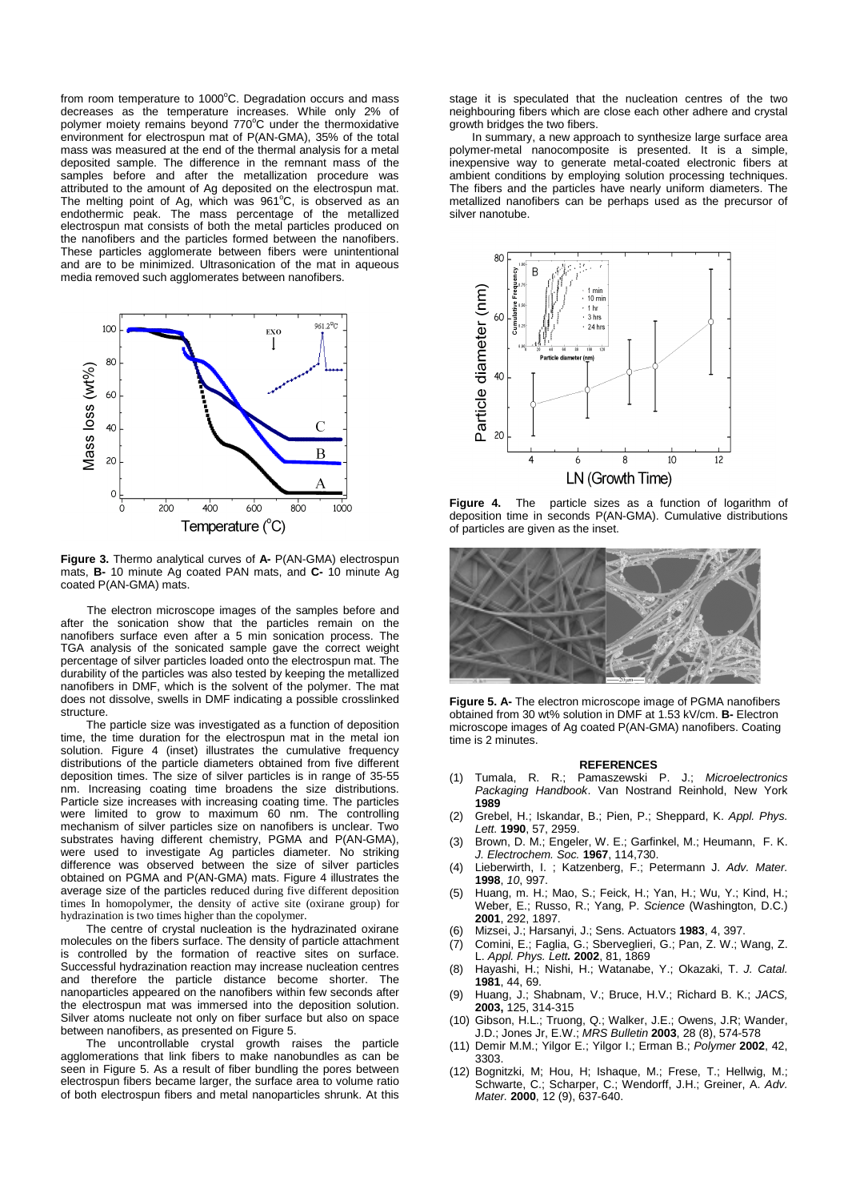from room temperature to 1000°C. Degradation occurs and mass decreases as the temperature increases. While only 2% of polymer moiety remains beyond 770°C under the thermoxidative environment for electrospun mat of P(AN-GMA), 35% of the total mass was measured at the end of the thermal analysis for a metal deposited sample. The difference in the remnant mass of the samples before and after the metallization procedure was attributed to the amount of Ag deposited on the electrospun mat. The melting point of Ag, which was 961°C, is observed as an endothermic peak. The mass percentage of the metallized electrospun mat consists of both the metal particles produced on the nanofibers and the particles formed between the nanofibers. These particles agglomerate between fibers were unintentional and are to be minimized. Ultrasonication of the mat in aqueous media removed such agglomerates between nanofibers.

**Figure 3.** Thermo analytical curves of **A-** P(AN-GMA) electrospun mats, **B-** 10 minute Ag coated PAN mats, and **C-** 10 minute Ag coated P(AN-GMA) mats.

The electron microscope images of the samples before and after the sonication show that the particles remain on the nanofibers surface even after a 5 min sonication process. The TGA analysis of the sonicated sample gave the correct weight percentage of silver particles loaded onto the electrospun mat. The durability of the particles was also tested by keeping the metallized nanofibers in DMF, which is the solvent of the polymer. The mat does not dissolve, swells in DMF indicating a possible crosslinked structure.

The particle size was investigated as a function of deposition time, the time duration for the electrospun mat in the metal ion solution. Figure 4 (inset) illustrates the cumulative frequency distributions of the particle diameters obtained from five different deposition times. The size of silver particles is in range of 35-55 nm. Increasing coating time broadens the size distributions. Particle size increases with increasing coating time. The particles were limited to grow to maximum 60 nm. The controlling mechanism of silver particles size on nanofibers is unclear. Two substrates having different chemistry, PGMA and P(AN-GMA), were used to investigate Ag particles diameter. No striking difference was observed between the size of silver particles obtained on PGMA and P(AN-GMA) mats. Figure 4 illustrates the average size of the particles reduced during five different deposition times In homopolymer, the density of active site (oxirane group) for hydrazination is two times higher than the copolymer.

The centre of crystal nucleation is the hydrazinated oxirane molecules on the fibers surface. The density of particle attachment is controlled by the formation of reactive sites on surface. Successful hydrazination reaction may increase nucleation centres and therefore the particle distance become shorter. The nanoparticles appeared on the nanofibers within few seconds after the electrospun mat was immersed into the deposition solution. Silver atoms nucleate not only on fiber surface but also on space between nanofibers, as presented on Figure 5.

The uncontrollable crystal growth raises the particle agglomerations that link fibers to make nanobundles as can be seen in Figure 5. As a result of fiber bundling the pores between electrospun fibers became larger, the surface area to volume ratio of both electrospun fibers and metal nanoparticles shrunk. At this stage it is speculated that the nucleation centres of the two neighbouring fibers which are close each other adhere and crystal growth bridges the two fibers.

In summary, a new approach to synthesize large surface area polymer-metal nanocomposite is presented. It is a simple, inexpensive way to generate metal-coated electronic fibers at ambient conditions by employing solution processing techniques. The fibers and the particles have nearly uniform diameters. The metallized nanofibers can be perhaps used as the precursor of silver nanotube.

**Figure 4.** The particle sizes as a function of logarithm of deposition time in seconds P(AN-GMA). Cumulative distributions of particles are given as the inset.

**Figure 5. A-** The electron microscope image of PGMA nanofibers obtained from 30 wt% solution in DMF at 1.53 kV/cm. **B-** Electron microscope images of Ag coated P(AN-GMA) nanofibers. Coating time is 2 minutes.

## REFERENCES

(1) Tumala, R. R.; Pamaszewski P. J.; *Microelectronics Packaging Handbook*. Van Nostrand Reinhold, New York **1989**

(2) Grebel, H.; Iskandar, B.; Pien, P.; Sheppard, K. *Appl. Phys. Lett.* **1990**, 57, 2959.

(3) Brown, D. M.; Engeler, W. E.; Garfinkel, M.; Heumann, F. K. *J. Electrochem. Soc.* **1967**, 114,730.

(4) Lieberwirth, I. ; Katzenberg, F.; Petermann J. *Adv. Mater.* **1998**, *10*, 997.

(5) Huang, m. H.; Mao, S.; Feick, H.; Yan, H.; Wu, Y.; Kind, H.; Weber, E.; Russo, R.; Yang, P. *Science* (Washington, D.C.) **2001**, 292, 1897.

(6) Mizsei, J.; Harsanyi, J.; Sens. Actuators **1983**, 4, 397.

(7) Comini, E.; Faglia, G.; Sberveglieri, G.; Pan, Z. W.; Wang, Z. L. *Appl. Phys. Lett.* **2002**, 81, 1869

(8) Hayashi, H.; Nishi, H.; Watanabe, Y.; Okazaki, T. *J. Catal.* **1981**, 44, 69.

(9) Huang, J.; Shabnam, V.; Bruce, H.V.; Richard B. K.; *JACS,* **2003,** 125, 314-315

(10) Gibson, H.L.; Truong, Q.; Walker, J.E.; Owens, J.R; Wander, J.D.; Jones Jr, E.W.; *MRS Bulletin* **2003**, 28 (8), 574-578

(11) Demir M.M.; Yilgor E.; Yilgor I.; Erman B.; *Polymer* **2002**, 42, 3303.

(12) Bognitzki, M; Hou, H; Ishaque, M.; Frese, T.; Hellwig, M.; Schwarte, C.; Scharper, C.; Wendorff, J.H.; Greiner, A. *Adv. Mater.* **2000**, 12 (9), 637-640.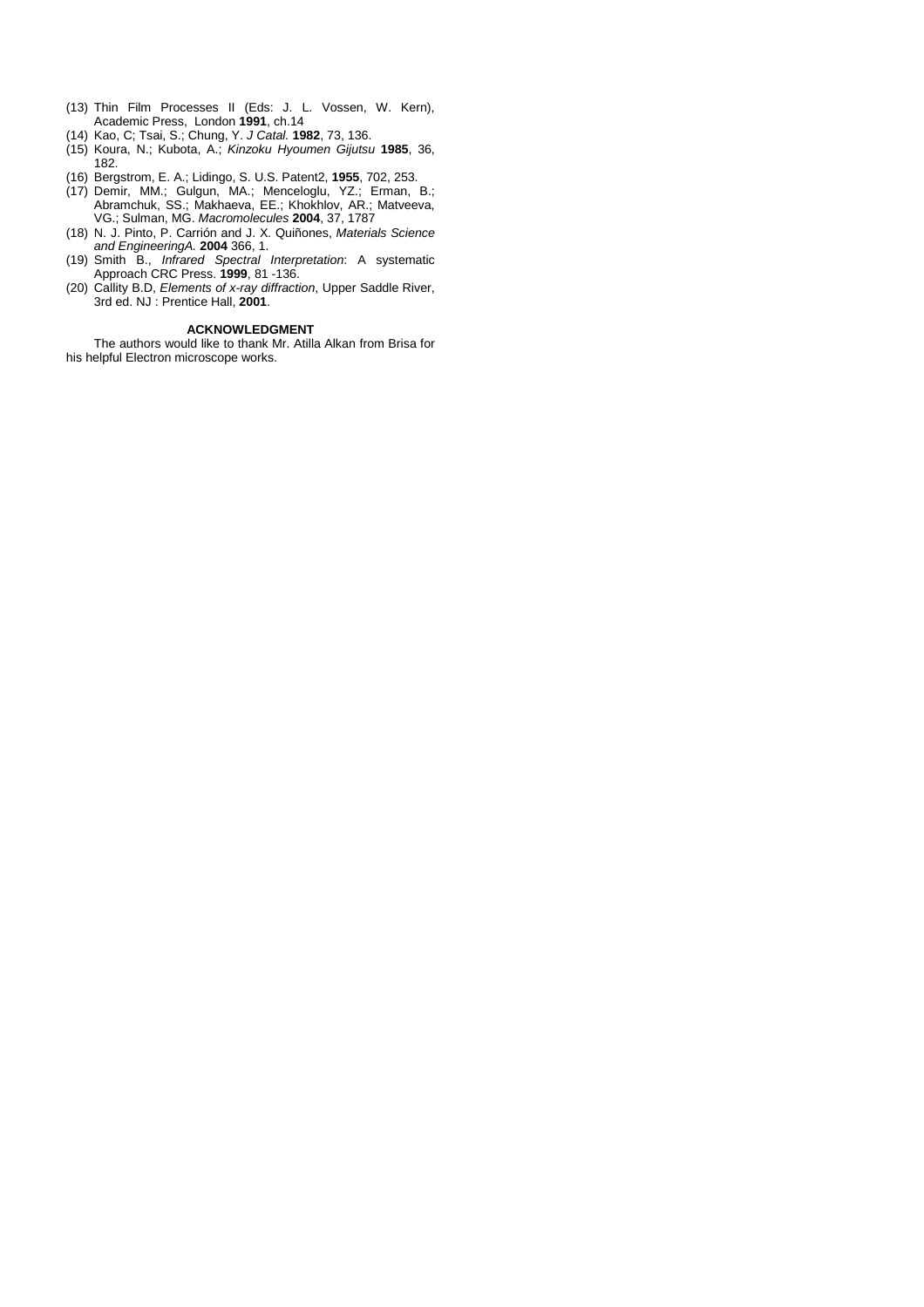(13) Thin Film Processes II (Eds: J. L. Vossen, W. Kern), Academic Press, London **1991**, ch.14

(14) Kao, C; Tsai, S.; Chung, Y. *J Catal.* **1982**, 73, 136.

(15) Koura, N.; Kubota, A.; *Kinzoku Hyoumen Gijutsu* **1985**, 36, 182.

(16) Bergstrom, E. A.; Lidingo, S. U.S. Patent2, **1955**, 702, 253.

(17) Demir, MM.; Gulgun, MA.; Menceloglu, YZ.; Erman, B.; Abramchuk, SS.; Makhaeva, EE.; Khokhlov, AR.; Matveeva, VG.; Sulman, MG. *Macromolecules* **2004**, 37, 1787

(18) N. J. Pinto, P. Carrión and J. X. Quiñones, *Materials Science and EngineeringA.* **2004** 366, 1.

(19) Smith B., *Infrared Spectral Interpretation*: A systematic Approach CRC Press. **1999**, 81 -136.

(20) Callity B.D, *Elements of x-ray diffraction*, Upper Saddle River, 3rd ed. NJ : Prentice Hall, **2001**.

## ACKNOWLEDGMENT

The authors would like to thank Mr. Atilla Alkan from Brisa for his helpful Electron microscope works.